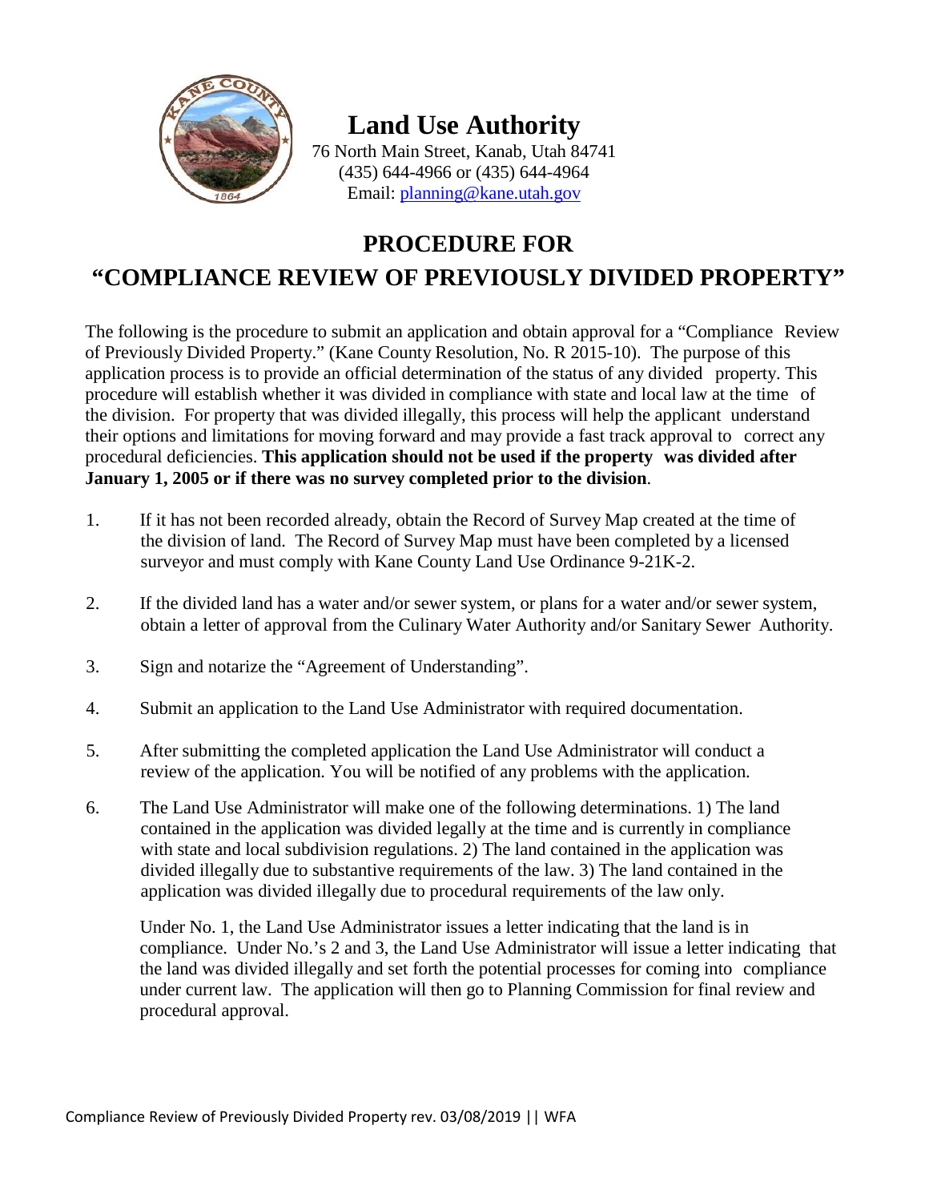# Land Use Authority

76 North Main Street, Kanab, Utah 84741
(435) 644-4966 or (435) 644-4964
Email: planning@kane.utah.gov

## PROCEDURE FOR
## "COMPLIANCE REVIEW OF PREVIOUSLY DIVIDED PROPERTY"

The following is the procedure to submit an application and obtain approval for a "Compliance Review of Previously Divided Property." (Kane County Resolution, No. R 2015-10). The purpose of this application process is to provide an official determination of the status of any divided property. This procedure will establish whether it was divided in compliance with state and local law at the time of the division. For property that was divided illegally, this process will help the applicant understand their options and limitations for moving forward and may provide a fast track approval to correct any procedural deficiencies. **This application should not be used if the property was divided after January 1, 2005 or if there was no survey completed prior to the division**.

1. If it has not been recorded already, obtain the Record of Survey Map created at the time of the division of land. The Record of Survey Map must have been completed by a licensed surveyor and must comply with Kane County Land Use Ordinance 9-21K-2.

2. If the divided land has a water and/or sewer system, or plans for a water and/or sewer system, obtain a letter of approval from the Culinary Water Authority and/or Sanitary Sewer Authority.

3. Sign and notarize the "Agreement of Understanding".

4. Submit an application to the Land Use Administrator with required documentation.

5. After submitting the completed application the Land Use Administrator will conduct a review of the application. You will be notified of any problems with the application.

6. The Land Use Administrator will make one of the following determinations. 1) The land contained in the application was divided legally at the time and is currently in compliance with state and local subdivision regulations. 2) The land contained in the application was divided illegally due to substantive requirements of the law. 3) The land contained in the application was divided illegally due to procedural requirements of the law only.

   Under No. 1, the Land Use Administrator issues a letter indicating that the land is in compliance. Under No.'s 2 and 3, the Land Use Administrator will issue a letter indicating that the land was divided illegally and set forth the potential processes for coming into compliance under current law. The application will then go to Planning Commission for final review and procedural approval.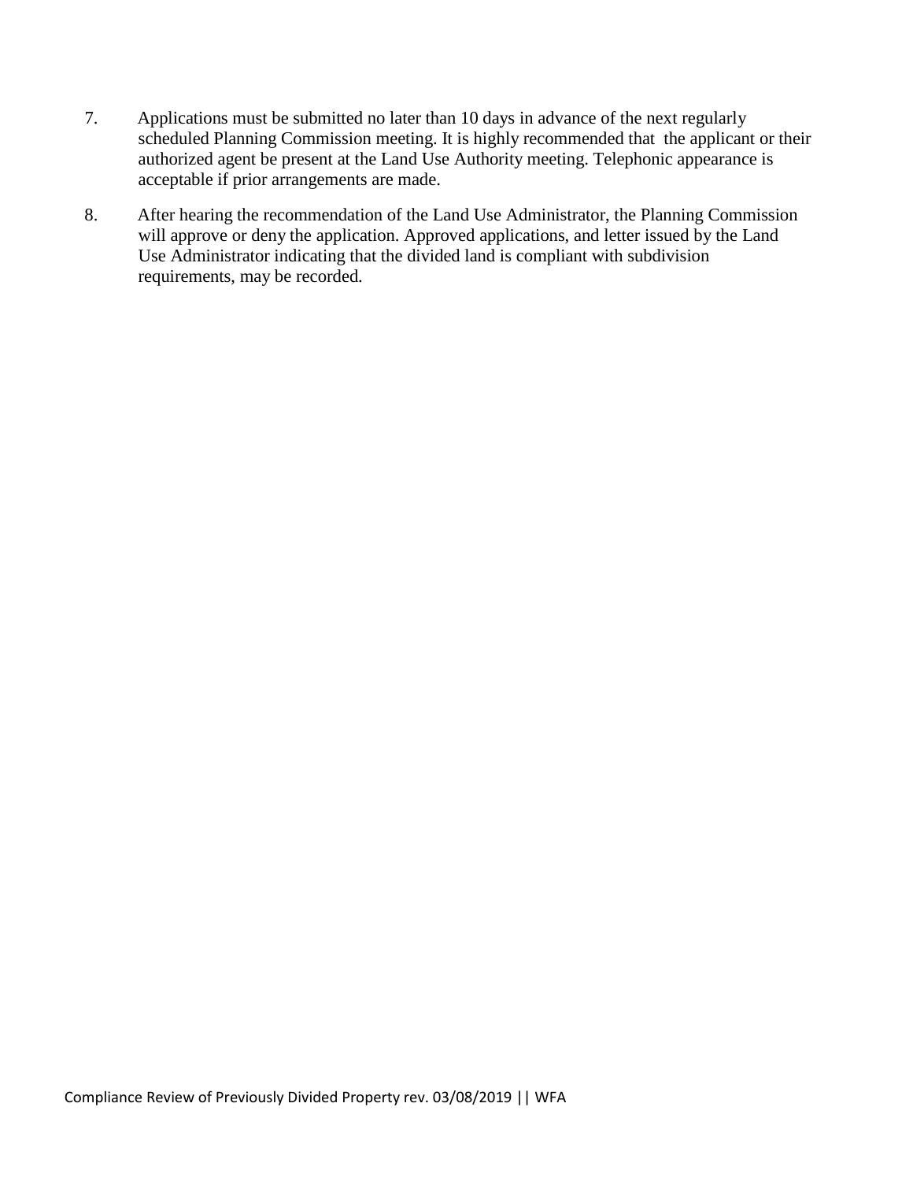7. Applications must be submitted no later than 10 days in advance of the next regularly scheduled Planning Commission meeting. It is highly recommended that the applicant or their authorized agent be present at the Land Use Authority meeting. Telephonic appearance is acceptable if prior arrangements are made.

8. After hearing the recommendation of the Land Use Administrator, the Planning Commission will approve or deny the application. Approved applications, and letter issued by the Land Use Administrator indicating that the divided land is compliant with subdivision requirements, may be recorded.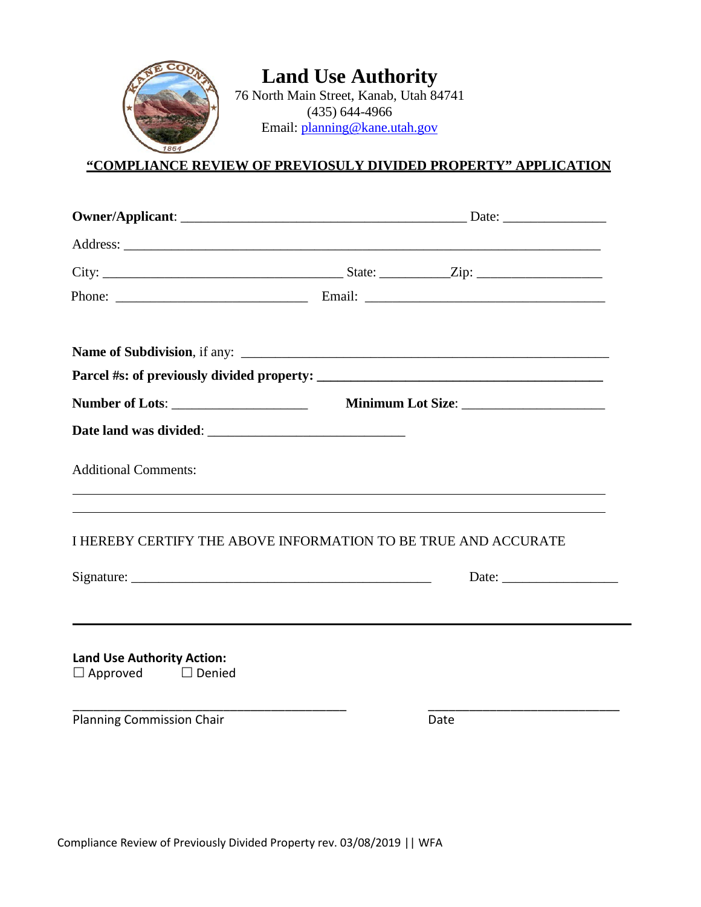# Land Use Authority

76 North Main Street, Kanab, Utah 84741
(435) 644-4966
Email: planning@kane.utah.gov

## "COMPLIANCE REVIEW OF PREVIOSULY DIVIDED PROPERTY" APPLICATION

**Owner/Applicant**: ________________________________________ Date: ______________

Address: ____________________________________________________________________

City: ________________________________ State: _________Zip: _________________

Phone: ___________________________ Email: __________________________________

**Name of Subdivision**, if any: ____________________________________________________

**Parcel #s: of previously divided property: ________________________________________**

**Number of Lots**: ____________________ **Minimum Lot Size**: _____________________

**Date land was divided**: ____________________________

Additional Comments:

_______________________________________________________________________________

_______________________________________________________________________________

I HEREBY CERTIFY THE ABOVE INFORMATION TO BE TRUE AND ACCURATE

Signature: ___________________________________________ Date: ________________

---

**Land Use Authority Action:**

☐ Approved ☐ Denied

_________________________________________ ____________________________

Planning Commission Chair Date

Compliance Review of Previously Divided Property rev. 03/08/2019 || WFA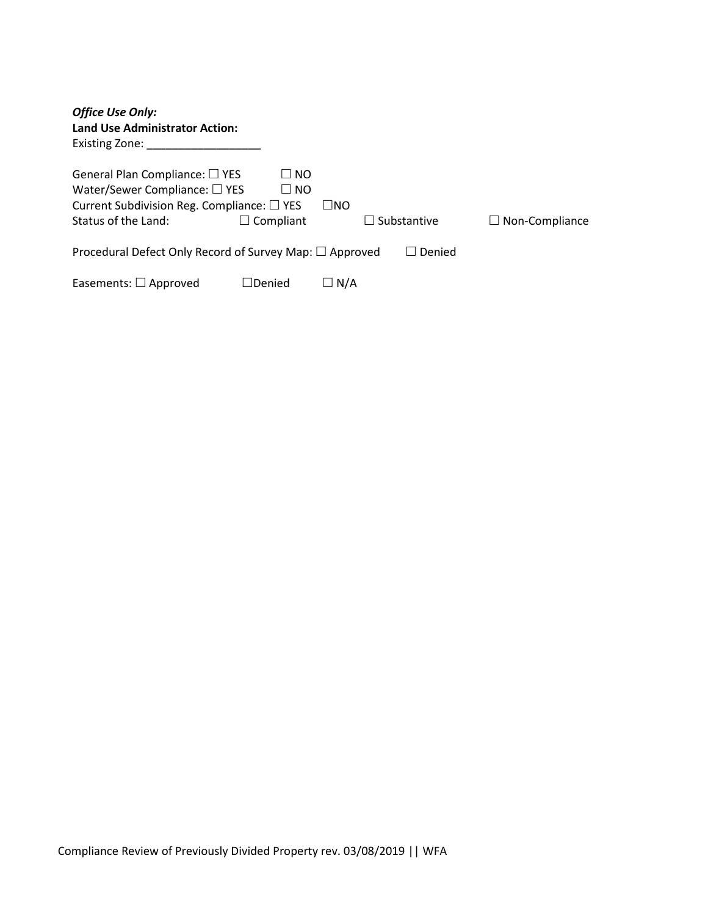***Office Use Only:***

**Land Use Administrator Action:**

Existing Zone: __________________

General Plan Compliance: ☐ YES ☐ NO

Water/Sewer Compliance: ☐ YES ☐ NO

Current Subdivision Reg. Compliance: ☐ YES ☐NO

Status of the Land: ☐ Compliant ☐ Substantive ☐ Non-Compliance

Procedural Defect Only Record of Survey Map: ☐ Approved ☐ Denied

Easements: ☐ Approved ☐Denied ☐ N/A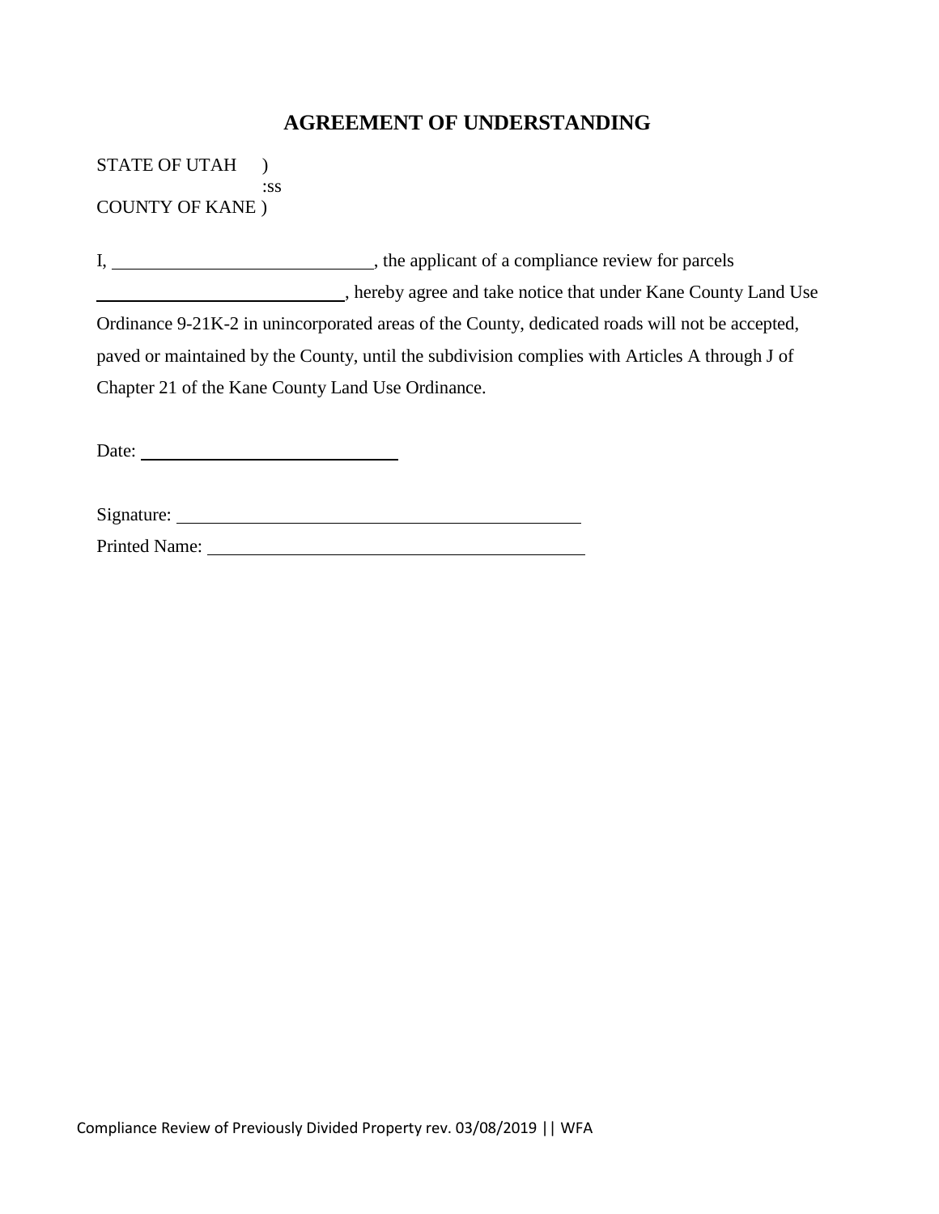# AGREEMENT OF UNDERSTANDING

STATE OF UTAH )
:ss
COUNTY OF KANE )

I, ____________________________, the applicant of a compliance review for parcels ____________________________, hereby agree and take notice that under Kane County Land Use Ordinance 9-21K-2 in unincorporated areas of the County, dedicated roads will not be accepted, paved or maintained by the County, until the subdivision complies with Articles A through J of Chapter 21 of the Kane County Land Use Ordinance.

Date: ____________________________

Signature: ____________________________________________

Printed Name: ________________________________________

Compliance Review of Previously Divided Property rev. 03/08/2019 || WFA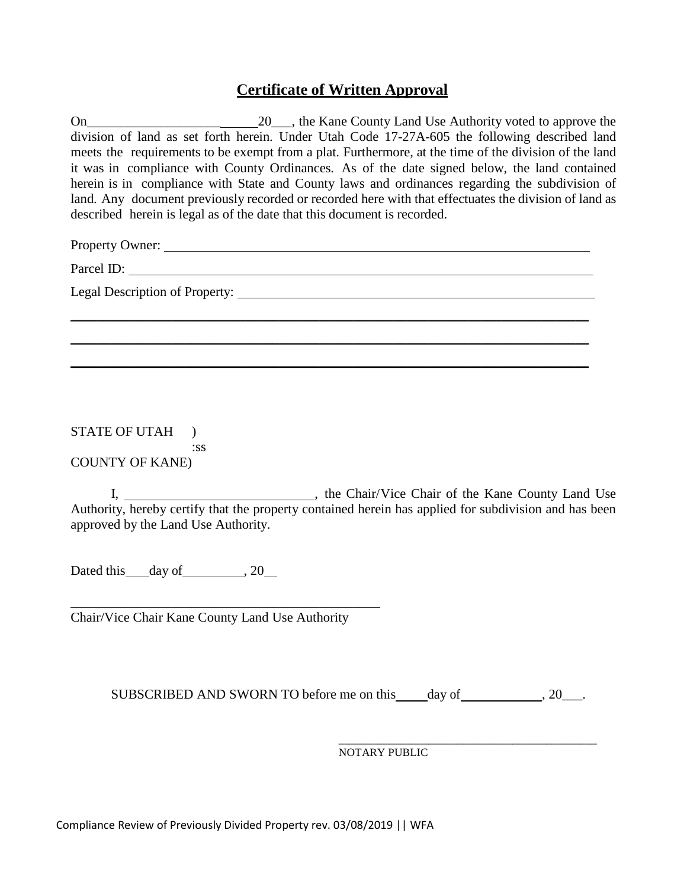# Certificate of Written Approval

On\_\_\_\_\_\_\_\_\_\_\_\_\_\_\_\_\_\_\_\_\_\_\_\_\_\_\_\_20\_\_\_, the Kane County Land Use Authority voted to approve the division of land as set forth herein. Under Utah Code 17-27A-605 the following described land meets the requirements to be exempt from a plat. Furthermore, at the time of the division of the land it was in compliance with County Ordinances. As of the date signed below, the land contained herein is in compliance with State and County laws and ordinances regarding the subdivision of land. Any document previously recorded or recorded here with that effectuates the division of land as described herein is legal as of the date that this document is recorded.

Property Owner: \_\_\_\_\_\_\_\_\_\_\_\_\_\_\_\_\_\_\_\_\_\_\_\_\_\_\_\_\_\_\_\_\_\_\_\_\_\_\_\_\_\_\_\_\_\_\_\_\_\_\_\_\_\_\_\_\_\_\_\_

Parcel ID: \_\_\_\_\_\_\_\_\_\_\_\_\_\_\_\_\_\_\_\_\_\_\_\_\_\_\_\_\_\_\_\_\_\_\_\_\_\_\_\_\_\_\_\_\_\_\_\_\_\_\_\_\_\_\_\_\_\_\_\_\_\_\_\_

Legal Description of Property: \_\_\_\_\_\_\_\_\_\_\_\_\_\_\_\_\_\_\_\_\_\_\_\_\_\_\_\_\_\_\_\_\_\_\_\_\_\_\_\_\_\_\_\_\_\_\_\_

\_\_\_\_\_\_\_\_\_\_\_\_\_\_\_\_\_\_\_\_\_\_\_\_\_\_\_\_\_\_\_\_\_\_\_\_\_\_\_\_\_\_\_\_\_\_\_\_\_\_\_\_\_\_\_\_\_\_\_\_\_\_\_\_\_\_\_\_\_\_\_\_\_\_

\_\_\_\_\_\_\_\_\_\_\_\_\_\_\_\_\_\_\_\_\_\_\_\_\_\_\_\_\_\_\_\_\_\_\_\_\_\_\_\_\_\_\_\_\_\_\_\_\_\_\_\_\_\_\_\_\_\_\_\_\_\_\_\_\_\_\_\_\_\_\_\_\_\_

\_\_\_\_\_\_\_\_\_\_\_\_\_\_\_\_\_\_\_\_\_\_\_\_\_\_\_\_\_\_\_\_\_\_\_\_\_\_\_\_\_\_\_\_\_\_\_\_\_\_\_\_\_\_\_\_\_\_\_\_\_\_\_\_\_\_\_\_\_\_\_\_\_\_

STATE OF UTAH )  
:ss  
COUNTY OF KANE)

I, \_\_\_\_\_\_\_\_\_\_\_\_\_\_\_\_\_\_\_\_\_\_\_\_\_\_\_\_\_\_, the Chair/Vice Chair of the Kane County Land Use Authority, hereby certify that the property contained herein has applied for subdivision and has been approved by the Land Use Authority.

Dated this\_\_\_\_day of\_\_\_\_\_\_\_\_\_\_, 20\_\_

\_\_\_\_\_\_\_\_\_\_\_\_\_\_\_\_\_\_\_\_\_\_\_\_\_\_\_\_\_\_\_\_\_\_\_\_\_\_\_\_\_\_\_\_\_\_\_\_  
Chair/Vice Chair Kane County Land Use Authority

SUBSCRIBED AND SWORN TO before me on this\_\_\_\_\_day of\_\_\_\_\_\_\_\_\_\_\_\_\_, 20\_\_\_.

\_\_\_\_\_\_\_\_\_\_\_\_\_\_\_\_\_\_\_\_\_\_\_\_\_\_\_\_\_\_\_\_\_\_\_\_\_\_\_\_\_\_\_\_\_\_\_\_  
NOTARY PUBLIC

Compliance Review of Previously Divided Property rev. 03/08/2019 || WFA